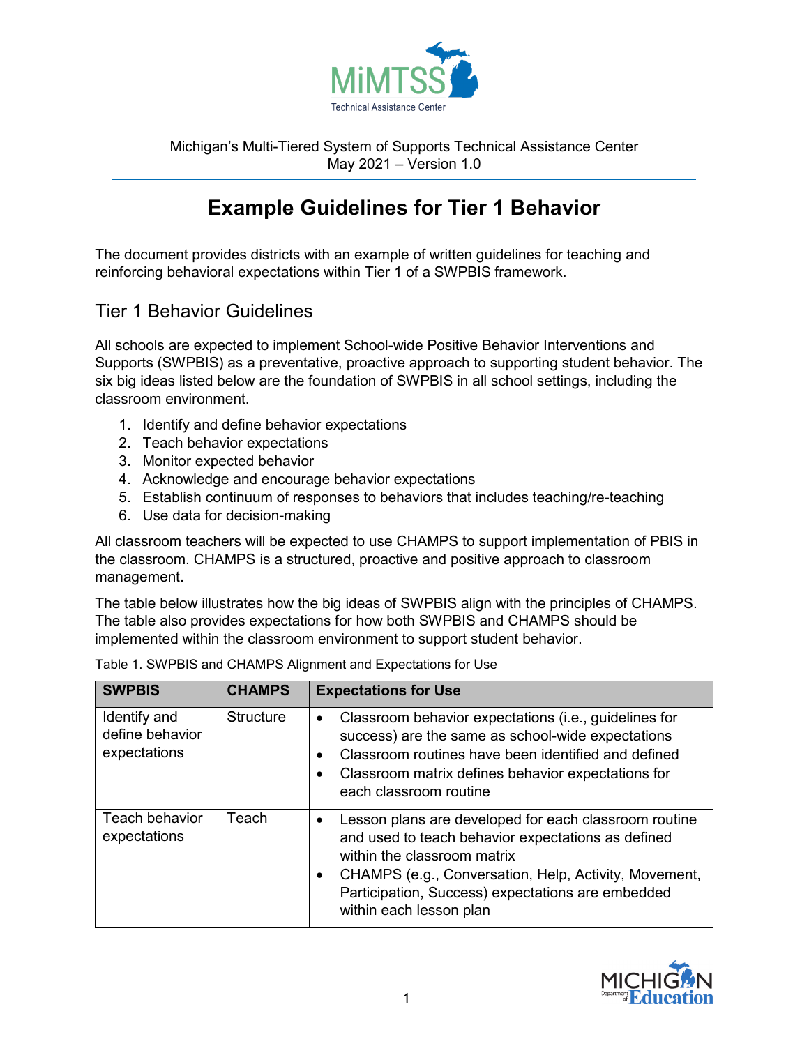Michigan's Multi-Tiered System of Supports Technical Assistance Center
May 2021 – Version 1.0

# Example Guidelines for Tier 1 Behavior

The document provides districts with an example of written guidelines for teaching and reinforcing behavioral expectations within Tier 1 of a SWPBIS framework.

## Tier 1 Behavior Guidelines

All schools are expected to implement School-wide Positive Behavior Interventions and Supports (SWPBIS) as a preventative, proactive approach to supporting student behavior. The six big ideas listed below are the foundation of SWPBIS in all school settings, including the classroom environment.

1. Identify and define behavior expectations
2. Teach behavior expectations
3. Monitor expected behavior
4. Acknowledge and encourage behavior expectations
5. Establish continuum of responses to behaviors that includes teaching/re-teaching
6. Use data for decision-making

All classroom teachers will be expected to use CHAMPS to support implementation of PBIS in the classroom. CHAMPS is a structured, proactive and positive approach to classroom management.

The table below illustrates how the big ideas of SWPBIS align with the principles of CHAMPS. The table also provides expectations for how both SWPBIS and CHAMPS should be implemented within the classroom environment to support student behavior.

Table 1. SWPBIS and CHAMPS Alignment and Expectations for Use

| SWPBIS | CHAMPS | Expectations for Use |
|---|---|---|
| Identify and define behavior expectations | Structure | • Classroom behavior expectations (i.e., guidelines for success) are the same as school-wide expectations<br>• Classroom routines have been identified and defined<br>• Classroom matrix defines behavior expectations for each classroom routine |
| Teach behavior expectations | Teach | • Lesson plans are developed for each classroom routine and used to teach behavior expectations as defined within the classroom matrix<br>• CHAMPS (e.g., Conversation, Help, Activity, Movement, Participation, Success) expectations are embedded within each lesson plan |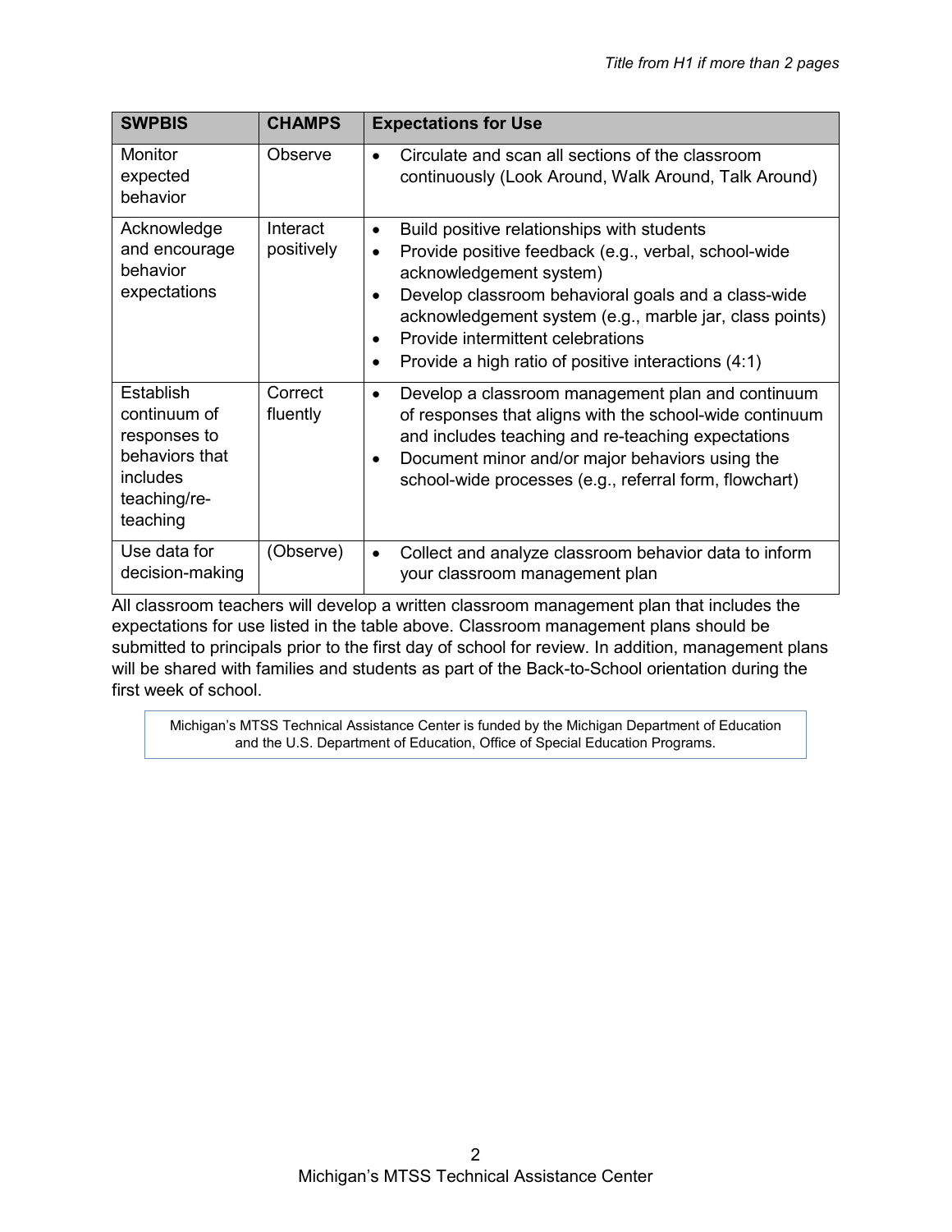| SWPBIS | CHAMPS | Expectations for Use |
|---|---|---|
| Monitor expected behavior | Observe | • Circulate and scan all sections of the classroom continuously (Look Around, Walk Around, Talk Around) |
| Acknowledge and encourage behavior expectations | Interact positively | • Build positive relationships with students<br>• Provide positive feedback (e.g., verbal, school-wide acknowledgement system)<br>• Develop classroom behavioral goals and a class-wide acknowledgement system (e.g., marble jar, class points)<br>• Provide intermittent celebrations<br>• Provide a high ratio of positive interactions (4:1) |
| Establish continuum of responses to behaviors that includes teaching/re-teaching | Correct fluently | • Develop a classroom management plan and continuum of responses that aligns with the school-wide continuum and includes teaching and re-teaching expectations<br>• Document minor and/or major behaviors using the school-wide processes (e.g., referral form, flowchart) |
| Use data for decision-making | (Observe) | • Collect and analyze classroom behavior data to inform your classroom management plan |

All classroom teachers will develop a written classroom management plan that includes the expectations for use listed in the table above. Classroom management plans should be submitted to principals prior to the first day of school for review. In addition, management plans will be shared with families and students as part of the Back-to-School orientation during the first week of school.

Michigan's MTSS Technical Assistance Center is funded by the Michigan Department of Education and the U.S. Department of Education, Office of Special Education Programs.